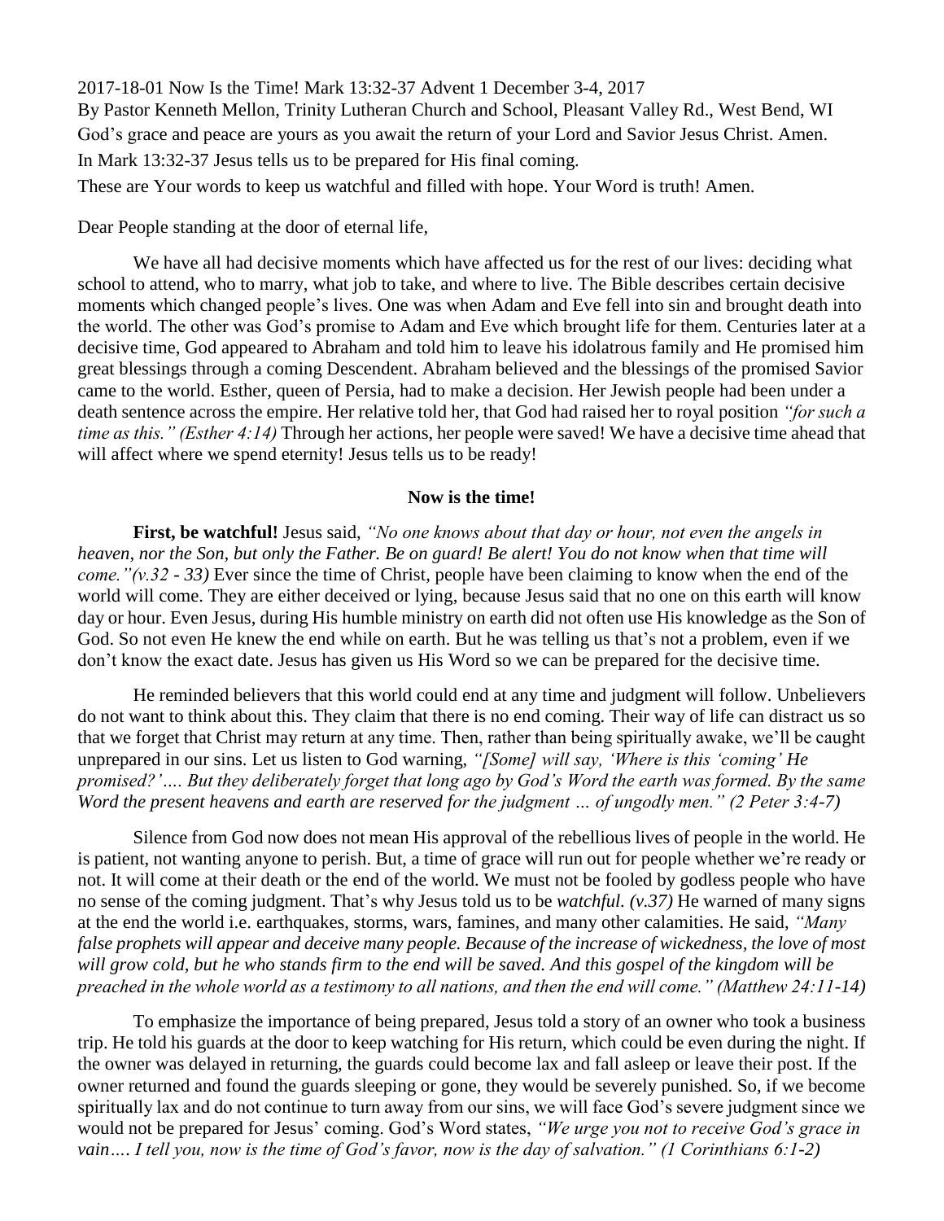2017-18-01 Now Is the Time! Mark 13:32-37 Advent 1 December 3-4, 2017

By Pastor Kenneth Mellon, Trinity Lutheran Church and School, Pleasant Valley Rd., West Bend, WI

God's grace and peace are yours as you await the return of your Lord and Savior Jesus Christ. Amen.

In Mark 13:32-37 Jesus tells us to be prepared for His final coming.

These are Your words to keep us watchful and filled with hope. Your Word is truth! Amen.

Dear People standing at the door of eternal life,

We have all had decisive moments which have affected us for the rest of our lives: deciding what school to attend, who to marry, what job to take, and where to live. The Bible describes certain decisive moments which changed people's lives. One was when Adam and Eve fell into sin and brought death into the world. The other was God's promise to Adam and Eve which brought life for them. Centuries later at a decisive time, God appeared to Abraham and told him to leave his idolatrous family and He promised him great blessings through a coming Descendent. Abraham believed and the blessings of the promised Savior came to the world. Esther, queen of Persia, had to make a decision. Her Jewish people had been under a death sentence across the empire. Her relative told her, that God had raised her to royal position *"for such a time as this." (Esther 4:14)* Through her actions, her people were saved! We have a decisive time ahead that will affect where we spend eternity! Jesus tells us to be ready!

**Now is the time!**

**First, be watchful!** Jesus said, *"No one knows about that day or hour, not even the angels in heaven, nor the Son, but only the Father. Be on guard! Be alert! You do not know when that time will come."(v.32 - 33)* Ever since the time of Christ, people have been claiming to know when the end of the world will come. They are either deceived or lying, because Jesus said that no one on this earth will know day or hour. Even Jesus, during His humble ministry on earth did not often use His knowledge as the Son of God. So not even He knew the end while on earth. But he was telling us that's not a problem, even if we don't know the exact date. Jesus has given us His Word so we can be prepared for the decisive time.

He reminded believers that this world could end at any time and judgment will follow. Unbelievers do not want to think about this. They claim that there is no end coming. Their way of life can distract us so that we forget that Christ may return at any time. Then, rather than being spiritually awake, we'll be caught unprepared in our sins. Let us listen to God warning, *"[Some] will say, 'Where is this 'coming' He promised?'…. But they deliberately forget that long ago by God's Word the earth was formed. By the same Word the present heavens and earth are reserved for the judgment … of ungodly men." (2 Peter 3:4-7)*

Silence from God now does not mean His approval of the rebellious lives of people in the world. He is patient, not wanting anyone to perish. But, a time of grace will run out for people whether we're ready or not. It will come at their death or the end of the world. We must not be fooled by godless people who have no sense of the coming judgment. That's why Jesus told us to be *watchful. (v.37)* He warned of many signs at the end the world i.e. earthquakes, storms, wars, famines, and many other calamities. He said, *"Many false prophets will appear and deceive many people. Because of the increase of wickedness, the love of most will grow cold, but he who stands firm to the end will be saved. And this gospel of the kingdom will be preached in the whole world as a testimony to all nations, and then the end will come." (Matthew 24:11-14)*

To emphasize the importance of being prepared, Jesus told a story of an owner who took a business trip. He told his guards at the door to keep watching for His return, which could be even during the night. If the owner was delayed in returning, the guards could become lax and fall asleep or leave their post. If the owner returned and found the guards sleeping or gone, they would be severely punished. So, if we become spiritually lax and do not continue to turn away from our sins, we will face God's severe judgment since we would not be prepared for Jesus' coming. God's Word states, *"We urge you not to receive God's grace in vain…. I tell you, now is the time of God's favor, now is the day of salvation." (1 Corinthians 6:1-2)*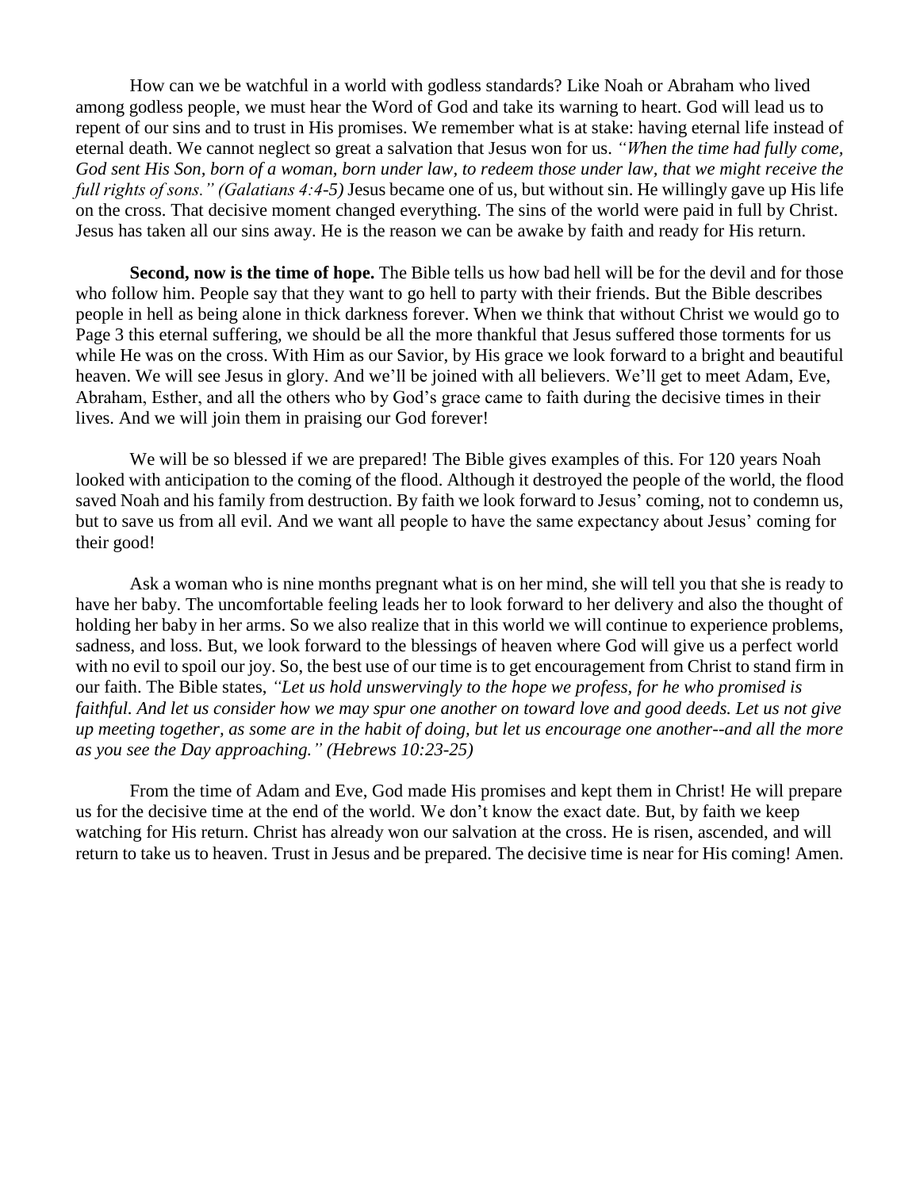How can we be watchful in a world with godless standards? Like Noah or Abraham who lived among godless people, we must hear the Word of God and take its warning to heart. God will lead us to repent of our sins and to trust in His promises. We remember what is at stake: having eternal life instead of eternal death. We cannot neglect so great a salvation that Jesus won for us. *"When the time had fully come, God sent His Son, born of a woman, born under law, to redeem those under law, that we might receive the full rights of sons." (Galatians 4:4-5)* Jesus became one of us, but without sin. He willingly gave up His life on the cross. That decisive moment changed everything. The sins of the world were paid in full by Christ. Jesus has taken all our sins away. He is the reason we can be awake by faith and ready for His return.

**Second, now is the time of hope.** The Bible tells us how bad hell will be for the devil and for those who follow him. People say that they want to go hell to party with their friends. But the Bible describes people in hell as being alone in thick darkness forever. When we think that without Christ we would go to this eternal suffering, we should be all the more thankful that Jesus suffered those torments for us while He was on the cross. With Him as our Savior, by His grace we look forward to a bright and beautiful heaven. We will see Jesus in glory. And we'll be joined with all believers. We'll get to meet Adam, Eve, Abraham, Esther, and all the others who by God's grace came to faith during the decisive times in their lives. And we will join them in praising our God forever!

We will be so blessed if we are prepared! The Bible gives examples of this. For 120 years Noah looked with anticipation to the coming of the flood. Although it destroyed the people of the world, the flood saved Noah and his family from destruction. By faith we look forward to Jesus' coming, not to condemn us, but to save us from all evil. And we want all people to have the same expectancy about Jesus' coming for their good!

Ask a woman who is nine months pregnant what is on her mind, she will tell you that she is ready to have her baby. The uncomfortable feeling leads her to look forward to her delivery and also the thought of holding her baby in her arms. So we also realize that in this world we will continue to experience problems, sadness, and loss. But, we look forward to the blessings of heaven where God will give us a perfect world with no evil to spoil our joy. So, the best use of our time is to get encouragement from Christ to stand firm in our faith. The Bible states, *"Let us hold unswervingly to the hope we profess, for he who promised is faithful. And let us consider how we may spur one another on toward love and good deeds. Let us not give up meeting together, as some are in the habit of doing, but let us encourage one another--and all the more as you see the Day approaching." (Hebrews 10:23-25)*

From the time of Adam and Eve, God made His promises and kept them in Christ! He will prepare us for the decisive time at the end of the world. We don't know the exact date. But, by faith we keep watching for His return. Christ has already won our salvation at the cross. He is risen, ascended, and will return to take us to heaven. Trust in Jesus and be prepared. The decisive time is near for His coming! Amen.